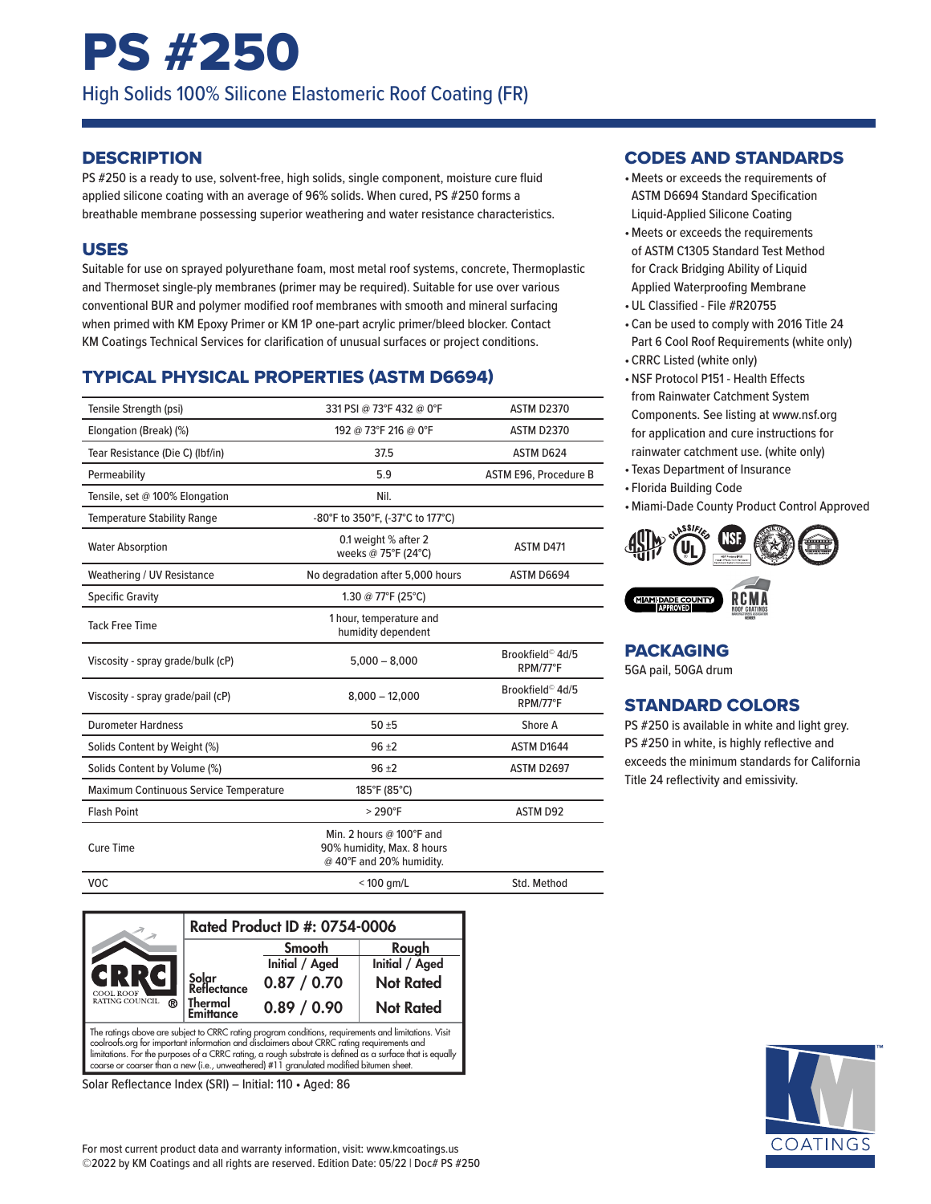# PS #250

High Solids 100% Silicone Elastomeric Roof Coating (FR)

## DESCRIPTION

PS #250 is a ready to use, solvent-free, high solids, single component, moisture cure fluid applied silicone coating with an average of 96% solids. When cured, PS #250 forms a breathable membrane possessing superior weathering and water resistance characteristics.

## USES

Suitable for use on sprayed polyurethane foam, most metal roof systems, concrete, Thermoplastic and Thermoset single-ply membranes (primer may be required). Suitable for use over various conventional BUR and polymer modified roof membranes with smooth and mineral surfacing when primed with KM Epoxy Primer or KM 1P one-part acrylic primer/bleed blocker. Contact KM Coatings Technical Services for clarification of unusual surfaces or project conditions.

## TYPICAL PHYSICAL PROPERTIES (ASTM D6694)

| Property | Value | Test Method |
|---|---|---|
| Tensile Strength (psi) | 331 PSI @ 73°F 432 @ 0°F | ASTM D2370 |
| Elongation (Break) (%) | 192 @ 73°F 216 @ 0°F | ASTM D2370 |
| Tear Resistance (Die C) (lbf/in) | 37.5 | ASTM D624 |
| Permeability | 5.9 | ASTM E96, Procedure B |
| Tensile, set @ 100% Elongation | Nil. | |
| Temperature Stability Range | -80°F to 350°F, (-37°C to 177°C) | |
| Water Absorption | 0.1 weight % after 2 weeks @ 75°F (24°C) | ASTM D471 |
| Weathering / UV Resistance | No degradation after 5,000 hours | ASTM D6694 |
| Specific Gravity | 1.30 @ 77°F (25°C) | |
| Tack Free Time | 1 hour, temperature and humidity dependent | |
| Viscosity - spray grade/bulk (cP) | 5,000 – 8,000 | Brookfield© 4d/5 RPM/77°F |
| Viscosity - spray grade/pail (cP) | 8,000 – 12,000 | Brookfield© 4d/5 RPM/77°F |
| Durometer Hardness | 50 ±5 | Shore A |
| Solids Content by Weight (%) | 96 ±2 | ASTM D1644 |
| Solids Content by Volume (%) | 96 ±2 | ASTM D2697 |
| Maximum Continuous Service Temperature | 185°F (85°C) | |
| Flash Point | > 290°F | ASTM D92 |
| Cure Time | Min. 2 hours @ 100°F and 90% humidity, Max. 8 hours @ 40°F and 20% humidity. | |
| VOC | < 100 gm/L | Std. Method |

| Rated Product ID #: 0754-0006 | Smooth Initial / Aged | Rough Initial / Aged |
|---|---|---|
| Solar Reflectance | 0.87 / 0.70 | Not Rated |
| Thermal Emittance | 0.89 / 0.90 | Not Rated |

COOL ROOF RATING COUNCIL

The ratings above are subject to CRRC rating program conditions, requirements and limitations. Visit coolroofs.org for important information and disclaimers about CRRC rating requirements and limitations. For the purposes of a CRRC rating, a rough substrate is defined as a surface that is equally coarse or coarser than a new (i.e., unweathered) #11 granulated modified bitumen sheet.

Solar Reflectance Index (SRI) – Initial: 110 • Aged: 86

## CODES AND STANDARDS

- Meets or exceeds the requirements of ASTM D6694 Standard Specification Liquid-Applied Silicone Coating
- Meets or exceeds the requirements of ASTM C1305 Standard Test Method for Crack Bridging Ability of Liquid Applied Waterproofing Membrane
- UL Classified - File #R20755
- Can be used to comply with 2016 Title 24 Part 6 Cool Roof Requirements (white only)
- CRRC Listed (white only)
- NSF Protocol P151 - Health Effects from Rainwater Catchment System Components. See listing at www.nsf.org for application and cure instructions for rainwater catchment use. (white only)
- Texas Department of Insurance
- Florida Building Code
- Miami-Dade County Product Control Approved

## PACKAGING

5GA pail, 50GA drum

## STANDARD COLORS

PS #250 is available in white and light grey. PS #250 in white, is highly reflective and exceeds the minimum standards for California Title 24 reflectivity and emissivity.

For most current product data and warranty information, visit: www.kmcoatings.us
©2022 by KM Coatings and all rights are reserved. Edition Date: 05/22 | Doc# PS #250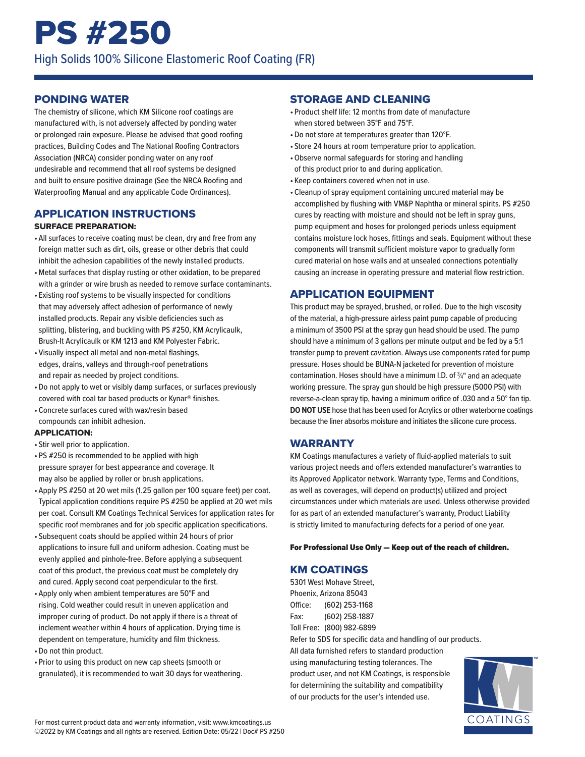# PS #250

High Solids 100% Silicone Elastomeric Roof Coating (FR)

## PONDING WATER

The chemistry of silicone, which KM Silicone roof coatings are manufactured with, is not adversely affected by ponding water or prolonged rain exposure. Please be advised that good roofing practices, Building Codes and The National Roofing Contractors Association (NRCA) consider ponding water on any roof undesirable and recommend that all roof systems be designed and built to ensure positive drainage (See the NRCA Roofing and Waterproofing Manual and any applicable Code Ordinances).

## APPLICATION INSTRUCTIONS

### SURFACE PREPARATION:

- All surfaces to receive coating must be clean, dry and free from any foreign matter such as dirt, oils, grease or other debris that could inhibit the adhesion capabilities of the newly installed products.
- Metal surfaces that display rusting or other oxidation, to be prepared with a grinder or wire brush as needed to remove surface contaminants.
- Existing roof systems to be visually inspected for conditions that may adversely affect adhesion of performance of newly installed products. Repair any visible deficiencies such as splitting, blistering, and buckling with PS #250, KM Acrylicaulk, Brush-It Acrylicaulk or KM 1213 and KM Polyester Fabric.
- Visually inspect all metal and non-metal flashings, edges, drains, valleys and through-roof penetrations and repair as needed by project conditions.
- Do not apply to wet or visibly damp surfaces, or surfaces previously covered with coal tar based products or Kynar® finishes.
- Concrete surfaces cured with wax/resin based compounds can inhibit adhesion.

### APPLICATION:

- Stir well prior to application.
- PS #250 is recommended to be applied with high pressure sprayer for best appearance and coverage. It may also be applied by roller or brush applications.
- Apply PS #250 at 20 wet mils (1.25 gallon per 100 square feet) per coat. Typical application conditions require PS #250 be applied at 20 wet mils per coat. Consult KM Coatings Technical Services for application rates for specific roof membranes and for job specific application specifications.
- Subsequent coats should be applied within 24 hours of prior applications to insure full and uniform adhesion. Coating must be evenly applied and pinhole-free. Before applying a subsequent coat of this product, the previous coat must be completely dry and cured. Apply second coat perpendicular to the first.
- Apply only when ambient temperatures are 50°F and rising. Cold weather could result in uneven application and improper curing of product. Do not apply if there is a threat of inclement weather within 4 hours of application. Drying time is dependent on temperature, humidity and film thickness.
- Do not thin product.
- Prior to using this product on new cap sheets (smooth or granulated), it is recommended to wait 30 days for weathering.

## STORAGE AND CLEANING

- Product shelf life: 12 months from date of manufacture when stored between 35°F and 75°F.
- Do not store at temperatures greater than 120°F.
- Store 24 hours at room temperature prior to application.
- Observe normal safeguards for storing and handling of this product prior to and during application.
- Keep containers covered when not in use.
- Cleanup of spray equipment containing uncured material may be accomplished by flushing with VM&P Naphtha or mineral spirits. PS #250 cures by reacting with moisture and should not be left in spray guns, pump equipment and hoses for prolonged periods unless equipment contains moisture lock hoses, fittings and seals. Equipment without these components will transmit sufficient moisture vapor to gradually form cured material on hose walls and at unsealed connections potentially causing an increase in operating pressure and material flow restriction.

## APPLICATION EQUIPMENT

This product may be sprayed, brushed, or rolled. Due to the high viscosity of the material, a high-pressure airless paint pump capable of producing a minimum of 3500 PSI at the spray gun head should be used. The pump should have a minimum of 3 gallons per minute output and be fed by a 5:1 transfer pump to prevent cavitation. Always use components rated for pump pressure. Hoses should be BUNA-N jacketed for prevention of moisture contamination. Hoses should have a minimum I.D. of ¾" and an adequate working pressure. The spray gun should be high pressure (5000 PSI) with reverse-a-clean spray tip, having a minimum orifice of .030 and a 50° fan tip. **DO NOT USE** hose that has been used for Acrylics or other waterborne coatings because the liner absorbs moisture and initiates the silicone cure process.

## WARRANTY

KM Coatings manufactures a variety of fluid-applied materials to suit various project needs and offers extended manufacturer's warranties to its Approved Applicator network. Warranty type, Terms and Conditions, as well as coverages, will depend on product(s) utilized and project circumstances under which materials are used. Unless otherwise provided for as part of an extended manufacturer's warranty, Product Liability is strictly limited to manufacturing defects for a period of one year.

**For Professional Use Only — Keep out of the reach of children.**

## KM COATINGS

5301 West Mohave Street,
Phoenix, Arizona 85043
Office: (602) 253-1168
Fax: (602) 258-1887
Toll Free: (800) 982-6899

Refer to SDS for specific data and handling of our products. All data furnished refers to standard production using manufacturing testing tolerances. The product user, and not KM Coatings, is responsible for determining the suitability and compatibility of our products for the user's intended use.

KM COATINGS

For most current product data and warranty information, visit: www.kmcoatings.us
©2022 by KM Coatings and all rights are reserved. Edition Date: 05/22 | Doc# PS #250